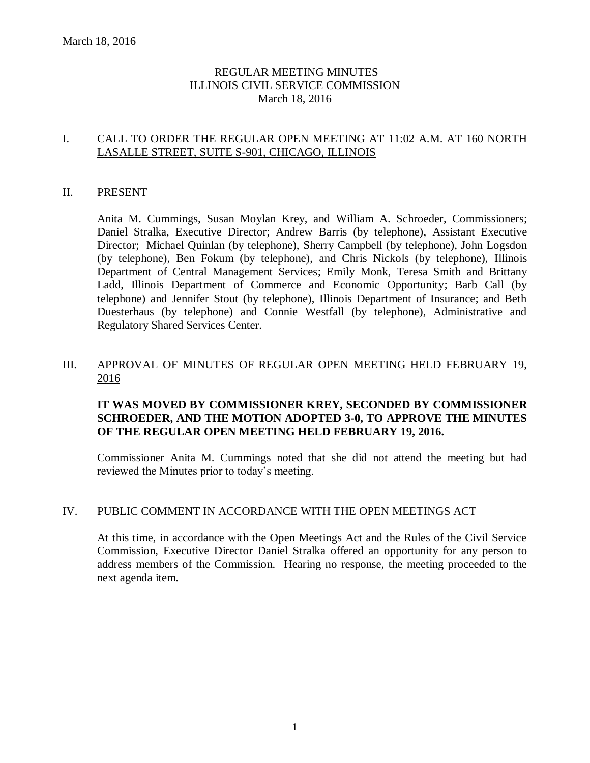# REGULAR MEETING MINUTES
# ILLINOIS CIVIL SERVICE COMMISSION
March 18, 2016

## I. CALL TO ORDER THE REGULAR OPEN MEETING AT 11:02 A.M. AT 160 NORTH LASALLE STREET, SUITE S-901, CHICAGO, ILLINOIS

## II. PRESENT

Anita M. Cummings, Susan Moylan Krey, and William A. Schroeder, Commissioners; Daniel Stralka, Executive Director; Andrew Barris (by telephone), Assistant Executive Director; Michael Quinlan (by telephone), Sherry Campbell (by telephone), John Logsdon (by telephone), Ben Fokum (by telephone), and Chris Nickols (by telephone), Illinois Department of Central Management Services; Emily Monk, Teresa Smith and Brittany Ladd, Illinois Department of Commerce and Economic Opportunity; Barb Call (by telephone) and Jennifer Stout (by telephone), Illinois Department of Insurance; and Beth Duesterhaus (by telephone) and Connie Westfall (by telephone), Administrative and Regulatory Shared Services Center.

## III. APPROVAL OF MINUTES OF REGULAR OPEN MEETING HELD FEBRUARY 19, 2016

**IT WAS MOVED BY COMMISSIONER KREY, SECONDED BY COMMISSIONER SCHROEDER, AND THE MOTION ADOPTED 3-0, TO APPROVE THE MINUTES OF THE REGULAR OPEN MEETING HELD FEBRUARY 19, 2016.**

Commissioner Anita M. Cummings noted that she did not attend the meeting but had reviewed the Minutes prior to today's meeting.

## IV. PUBLIC COMMENT IN ACCORDANCE WITH THE OPEN MEETINGS ACT

At this time, in accordance with the Open Meetings Act and the Rules of the Civil Service Commission, Executive Director Daniel Stralka offered an opportunity for any person to address members of the Commission. Hearing no response, the meeting proceeded to the next agenda item.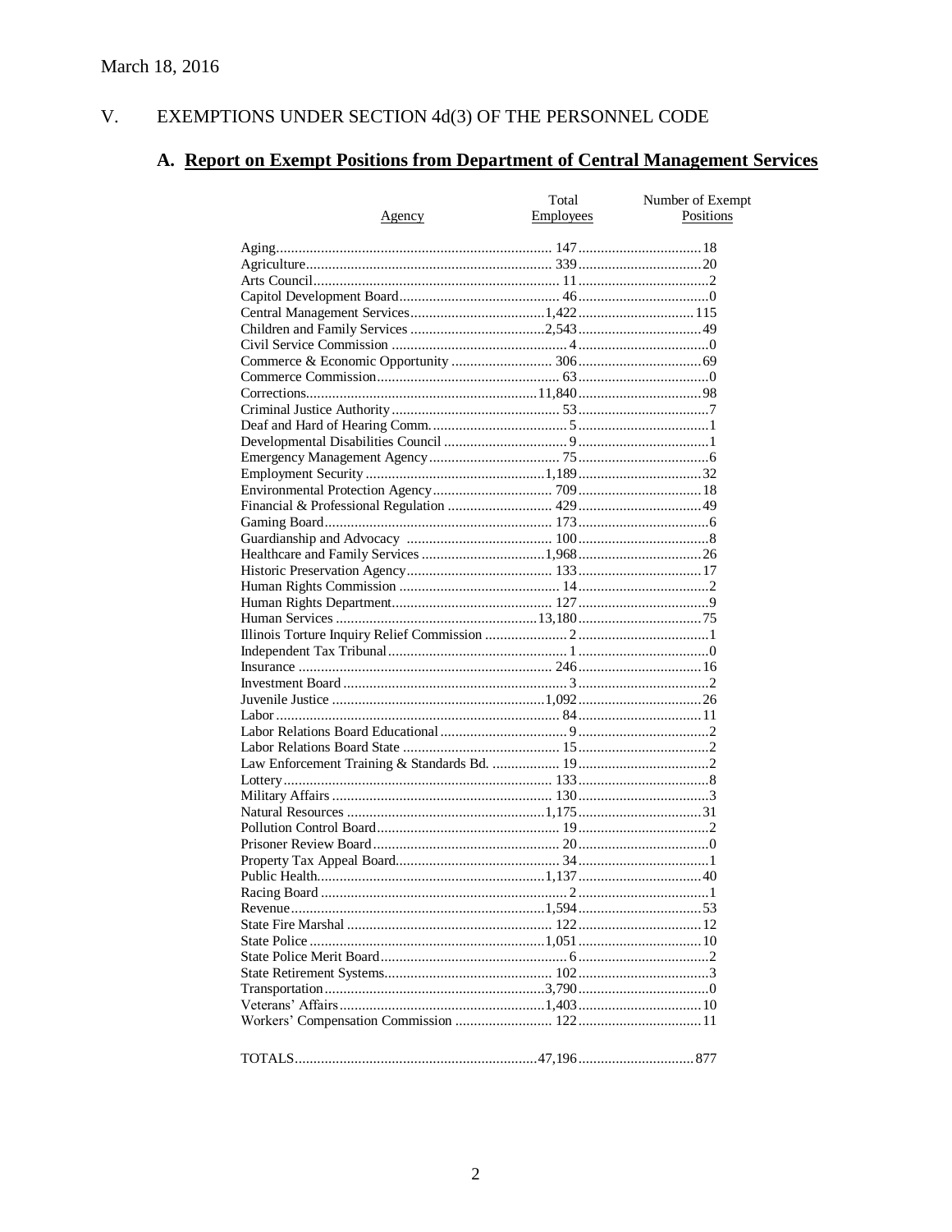March 18, 2016

## V. EXEMPTIONS UNDER SECTION 4d(3) OF THE PERSONNEL CODE

### A. Report on Exempt Positions from Department of Central Management Services

| Agency | Total Employees | Number of Exempt Positions |
|---|---|---|
| Aging | 147 | 18 |
| Agriculture | 339 | 20 |
| Arts Council | 11 | 2 |
| Capitol Development Board | 46 | 0 |
| Central Management Services | 1,422 | 115 |
| Children and Family Services | 2,543 | 49 |
| Civil Service Commission | 4 | 0 |
| Commerce & Economic Opportunity | 306 | 69 |
| Commerce Commission | 63 | 0 |
| Corrections | 11,840 | 98 |
| Criminal Justice Authority | 53 | 7 |
| Deaf and Hard of Hearing Comm. | 5 | 1 |
| Developmental Disabilities Council | 9 | 1 |
| Emergency Management Agency | 75 | 6 |
| Employment Security | 1,189 | 32 |
| Environmental Protection Agency | 709 | 18 |
| Financial & Professional Regulation | 429 | 49 |
| Gaming Board | 173 | 6 |
| Guardianship and Advocacy | 100 | 8 |
| Healthcare and Family Services | 1,968 | 26 |
| Historic Preservation Agency | 133 | 17 |
| Human Rights Commission | 14 | 2 |
| Human Rights Department | 127 | 9 |
| Human Services | 13,180 | 75 |
| Illinois Torture Inquiry Relief Commission | 2 | 1 |
| Independent Tax Tribunal | 1 | 0 |
| Insurance | 246 | 16 |
| Investment Board | 3 | 2 |
| Juvenile Justice | 1,092 | 26 |
| Labor | 84 | 11 |
| Labor Relations Board Educational | 9 | 2 |
| Labor Relations Board State | 15 | 2 |
| Law Enforcement Training & Standards Bd. | 19 | 2 |
| Lottery | 133 | 8 |
| Military Affairs | 130 | 3 |
| Natural Resources | 1,175 | 31 |
| Pollution Control Board | 19 | 2 |
| Prisoner Review Board | 20 | 0 |
| Property Tax Appeal Board | 34 | 1 |
| Public Health | 1,137 | 40 |
| Racing Board | 2 | 1 |
| Revenue | 1,594 | 53 |
| State Fire Marshal | 122 | 12 |
| State Police | 1,051 | 10 |
| State Police Merit Board | 6 | 2 |
| State Retirement Systems | 102 | 3 |
| Transportation | 3,790 | 0 |
| Veterans' Affairs | 1,403 | 10 |
| Workers' Compensation Commission | 122 | 11 |
| TOTALS | 47,196 | 877 |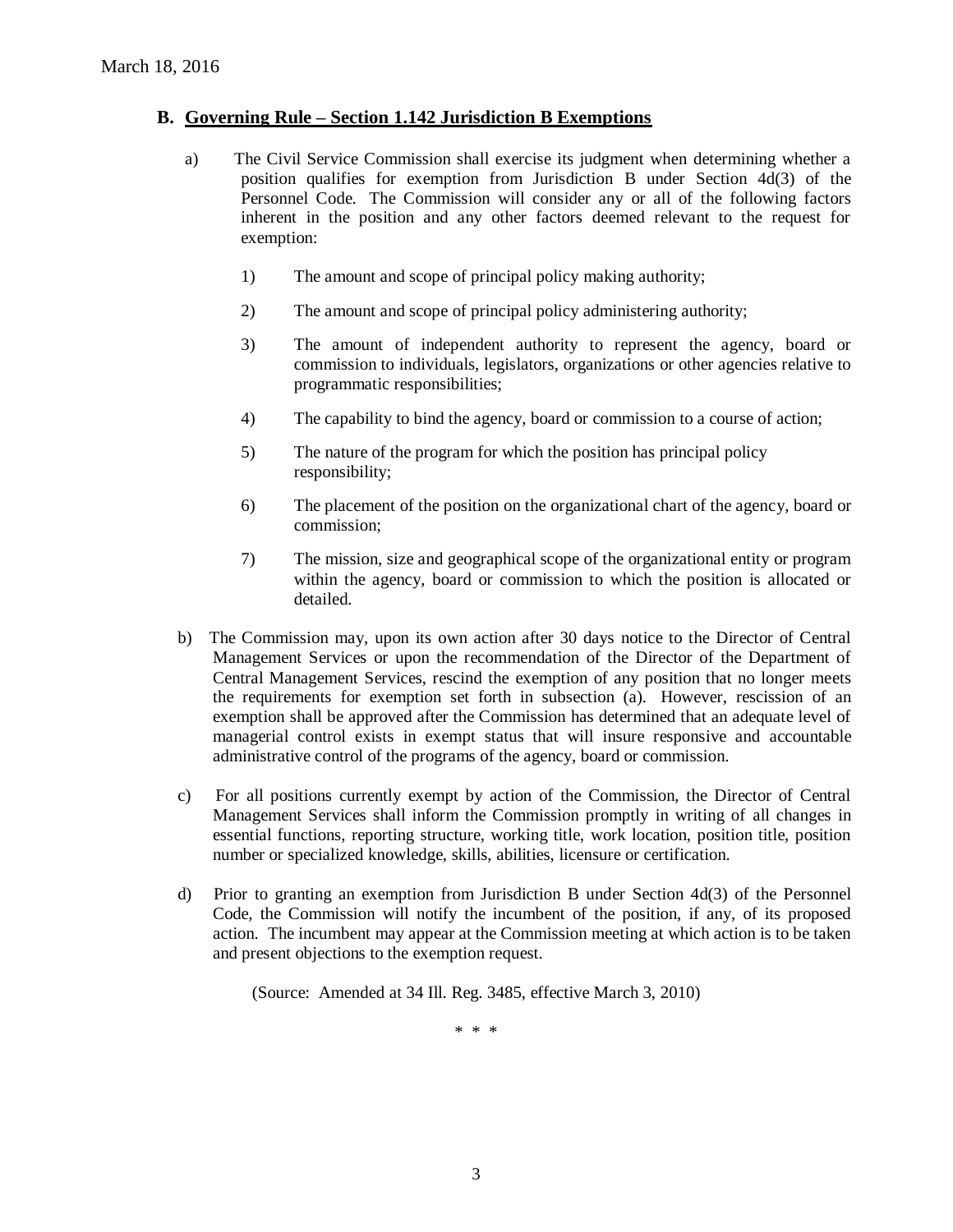## B. Governing Rule – Section 1.142 Jurisdiction B Exemptions

a) The Civil Service Commission shall exercise its judgment when determining whether a position qualifies for exemption from Jurisdiction B under Section 4d(3) of the Personnel Code. The Commission will consider any or all of the following factors inherent in the position and any other factors deemed relevant to the request for exemption:

1) The amount and scope of principal policy making authority;

2) The amount and scope of principal policy administering authority;

3) The amount of independent authority to represent the agency, board or commission to individuals, legislators, organizations or other agencies relative to programmatic responsibilities;

4) The capability to bind the agency, board or commission to a course of action;

5) The nature of the program for which the position has principal policy responsibility;

6) The placement of the position on the organizational chart of the agency, board or commission;

7) The mission, size and geographical scope of the organizational entity or program within the agency, board or commission to which the position is allocated or detailed.

b) The Commission may, upon its own action after 30 days notice to the Director of Central Management Services or upon the recommendation of the Director of the Department of Central Management Services, rescind the exemption of any position that no longer meets the requirements for exemption set forth in subsection (a). However, rescission of an exemption shall be approved after the Commission has determined that an adequate level of managerial control exists in exempt status that will insure responsive and accountable administrative control of the programs of the agency, board or commission.

c) For all positions currently exempt by action of the Commission, the Director of Central Management Services shall inform the Commission promptly in writing of all changes in essential functions, reporting structure, working title, work location, position title, position number or specialized knowledge, skills, abilities, licensure or certification.

d) Prior to granting an exemption from Jurisdiction B under Section 4d(3) of the Personnel Code, the Commission will notify the incumbent of the position, if any, of its proposed action. The incumbent may appear at the Commission meeting at which action is to be taken and present objections to the exemption request.

(Source: Amended at 34 Ill. Reg. 3485, effective March 3, 2010)

\* \* \*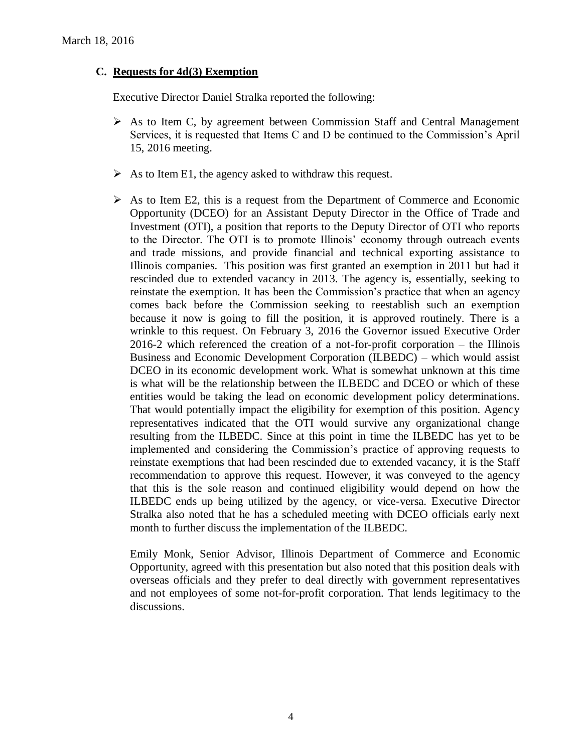March 18, 2016

## C. Requests for 4d(3) Exemption

Executive Director Daniel Stralka reported the following:

- As to Item C, by agreement between Commission Staff and Central Management Services, it is requested that Items C and D be continued to the Commission's April 15, 2016 meeting.
- As to Item E1, the agency asked to withdraw this request.
- As to Item E2, this is a request from the Department of Commerce and Economic Opportunity (DCEO) for an Assistant Deputy Director in the Office of Trade and Investment (OTI), a position that reports to the Deputy Director of OTI who reports to the Director. The OTI is to promote Illinois' economy through outreach events and trade missions, and provide financial and technical exporting assistance to Illinois companies. This position was first granted an exemption in 2011 but had it rescinded due to extended vacancy in 2013. The agency is, essentially, seeking to reinstate the exemption. It has been the Commission's practice that when an agency comes back before the Commission seeking to reestablish such an exemption because it now is going to fill the position, it is approved routinely. There is a wrinkle to this request. On February 3, 2016 the Governor issued Executive Order 2016-2 which referenced the creation of a not-for-profit corporation – the Illinois Business and Economic Development Corporation (ILBEDC) – which would assist DCEO in its economic development work. What is somewhat unknown at this time is what will be the relationship between the ILBEDC and DCEO or which of these entities would be taking the lead on economic development policy determinations. That would potentially impact the eligibility for exemption of this position. Agency representatives indicated that the OTI would survive any organizational change resulting from the ILBEDC. Since at this point in time the ILBEDC has yet to be implemented and considering the Commission's practice of approving requests to reinstate exemptions that had been rescinded due to extended vacancy, it is the Staff recommendation to approve this request. However, it was conveyed to the agency that this is the sole reason and continued eligibility would depend on how the ILBEDC ends up being utilized by the agency, or vice-versa. Executive Director Stralka also noted that he has a scheduled meeting with DCEO officials early next month to further discuss the implementation of the ILBEDC.

  Emily Monk, Senior Advisor, Illinois Department of Commerce and Economic Opportunity, agreed with this presentation but also noted that this position deals with overseas officials and they prefer to deal directly with government representatives and not employees of some not-for-profit corporation. That lends legitimacy to the discussions.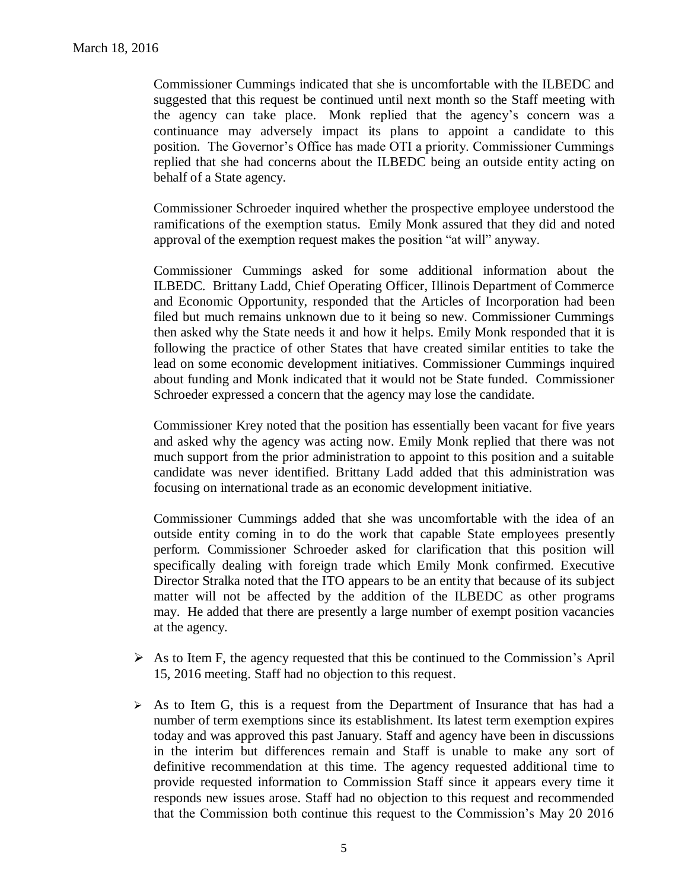Commissioner Cummings indicated that she is uncomfortable with the ILBEDC and suggested that this request be continued until next month so the Staff meeting with the agency can take place. Monk replied that the agency's concern was a continuance may adversely impact its plans to appoint a candidate to this position. The Governor's Office has made OTI a priority. Commissioner Cummings replied that she had concerns about the ILBEDC being an outside entity acting on behalf of a State agency.

Commissioner Schroeder inquired whether the prospective employee understood the ramifications of the exemption status. Emily Monk assured that they did and noted approval of the exemption request makes the position "at will" anyway.

Commissioner Cummings asked for some additional information about the ILBEDC. Brittany Ladd, Chief Operating Officer, Illinois Department of Commerce and Economic Opportunity, responded that the Articles of Incorporation had been filed but much remains unknown due to it being so new. Commissioner Cummings then asked why the State needs it and how it helps. Emily Monk responded that it is following the practice of other States that have created similar entities to take the lead on some economic development initiatives. Commissioner Cummings inquired about funding and Monk indicated that it would not be State funded. Commissioner Schroeder expressed a concern that the agency may lose the candidate.

Commissioner Krey noted that the position has essentially been vacant for five years and asked why the agency was acting now. Emily Monk replied that there was not much support from the prior administration to appoint to this position and a suitable candidate was never identified. Brittany Ladd added that this administration was focusing on international trade as an economic development initiative.

Commissioner Cummings added that she was uncomfortable with the idea of an outside entity coming in to do the work that capable State employees presently perform. Commissioner Schroeder asked for clarification that this position will specifically dealing with foreign trade which Emily Monk confirmed. Executive Director Stralka noted that the ITO appears to be an entity that because of its subject matter will not be affected by the addition of the ILBEDC as other programs may. He added that there are presently a large number of exempt position vacancies at the agency.

- As to Item F, the agency requested that this be continued to the Commission's April 15, 2016 meeting. Staff had no objection to this request.

- As to Item G, this is a request from the Department of Insurance that has had a number of term exemptions since its establishment. Its latest term exemption expires today and was approved this past January. Staff and agency have been in discussions in the interim but differences remain and Staff is unable to make any sort of definitive recommendation at this time. The agency requested additional time to provide requested information to Commission Staff since it appears every time it responds new issues arose. Staff had no objection to this request and recommended that the Commission both continue this request to the Commission's May 20 2016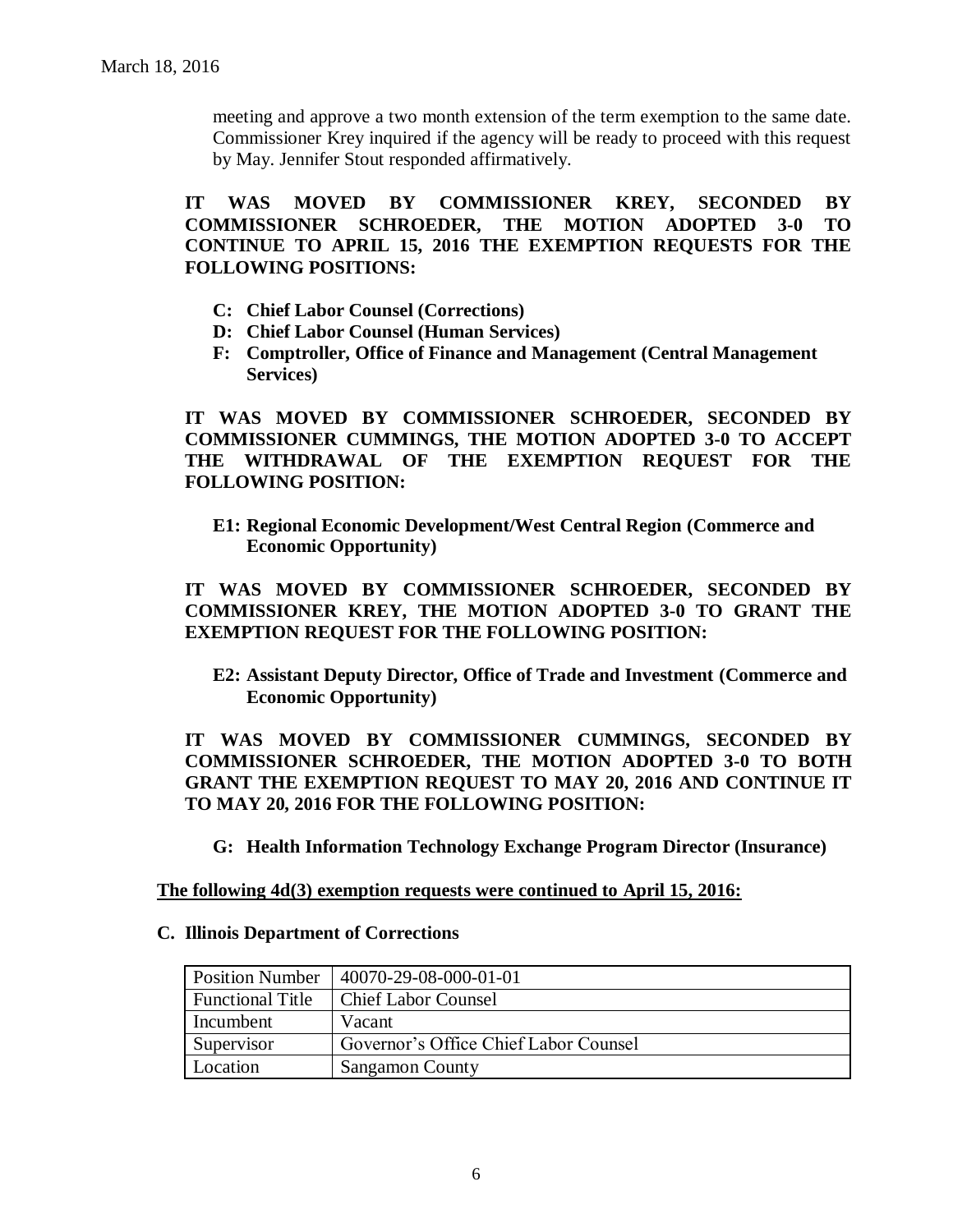meeting and approve a two month extension of the term exemption to the same date. Commissioner Krey inquired if the agency will be ready to proceed with this request by May. Jennifer Stout responded affirmatively.

**IT WAS MOVED BY COMMISSIONER KREY, SECONDED BY COMMISSIONER SCHROEDER, THE MOTION ADOPTED 3-0 TO CONTINUE TO APRIL 15, 2016 THE EXEMPTION REQUESTS FOR THE FOLLOWING POSITIONS:**

- **C: Chief Labor Counsel (Corrections)**
- **D: Chief Labor Counsel (Human Services)**
- **F: Comptroller, Office of Finance and Management (Central Management Services)**

**IT WAS MOVED BY COMMISSIONER SCHROEDER, SECONDED BY COMMISSIONER CUMMINGS, THE MOTION ADOPTED 3-0 TO ACCEPT THE WITHDRAWAL OF THE EXEMPTION REQUEST FOR THE FOLLOWING POSITION:**

- **E1: Regional Economic Development/West Central Region (Commerce and Economic Opportunity)**

**IT WAS MOVED BY COMMISSIONER SCHROEDER, SECONDED BY COMMISSIONER KREY, THE MOTION ADOPTED 3-0 TO GRANT THE EXEMPTION REQUEST FOR THE FOLLOWING POSITION:**

- **E2: Assistant Deputy Director, Office of Trade and Investment (Commerce and Economic Opportunity)**

**IT WAS MOVED BY COMMISSIONER CUMMINGS, SECONDED BY COMMISSIONER SCHROEDER, THE MOTION ADOPTED 3-0 TO BOTH GRANT THE EXEMPTION REQUEST TO MAY 20, 2016 AND CONTINUE IT TO MAY 20, 2016 FOR THE FOLLOWING POSITION:**

- **G: Health Information Technology Exchange Program Director (Insurance)**

**The following 4d(3) exemption requests were continued to April 15, 2016:**

**C. Illinois Department of Corrections**

| Position Number | 40070-29-08-000-01-01 |
|---|---|
| Functional Title | Chief Labor Counsel |
| Incumbent | Vacant |
| Supervisor | Governor's Office Chief Labor Counsel |
| Location | Sangamon County |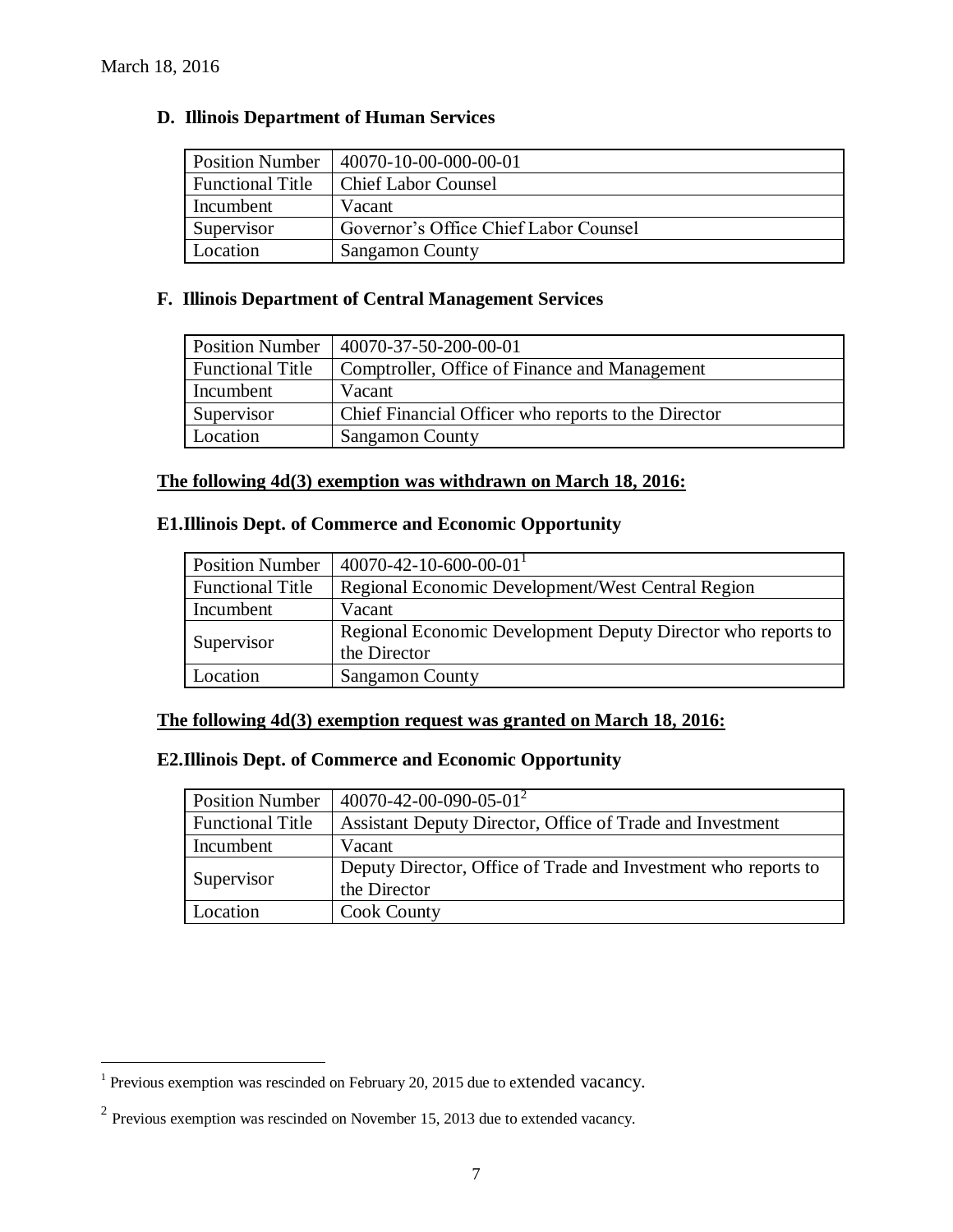March 18, 2016

### D. Illinois Department of Human Services

| Position Number | 40070-10-00-000-00-01 |
|---|---|
| Functional Title | Chief Labor Counsel |
| Incumbent | Vacant |
| Supervisor | Governor's Office Chief Labor Counsel |
| Location | Sangamon County |

### F. Illinois Department of Central Management Services

| Position Number | 40070-37-50-200-00-01 |
|---|---|
| Functional Title | Comptroller, Office of Finance and Management |
| Incumbent | Vacant |
| Supervisor | Chief Financial Officer who reports to the Director |
| Location | Sangamon County |

**The following 4d(3) exemption was withdrawn on March 18, 2016:**

### E1. Illinois Dept. of Commerce and Economic Opportunity

| Position Number | 40070-42-10-600-00-01[1] |
|---|---|
| Functional Title | Regional Economic Development/West Central Region |
| Incumbent | Vacant |
| Supervisor | Regional Economic Development Deputy Director who reports to the Director |
| Location | Sangamon County |

**The following 4d(3) exemption request was granted on March 18, 2016:**

### E2. Illinois Dept. of Commerce and Economic Opportunity

| Position Number | 40070-42-00-090-05-01[2] |
|---|---|
| Functional Title | Assistant Deputy Director, Office of Trade and Investment |
| Incumbent | Vacant |
| Supervisor | Deputy Director, Office of Trade and Investment who reports to the Director |
| Location | Cook County |

---

[1] Previous exemption was rescinded on February 20, 2015 due to extended vacancy.

[2] Previous exemption was rescinded on November 15, 2013 due to extended vacancy.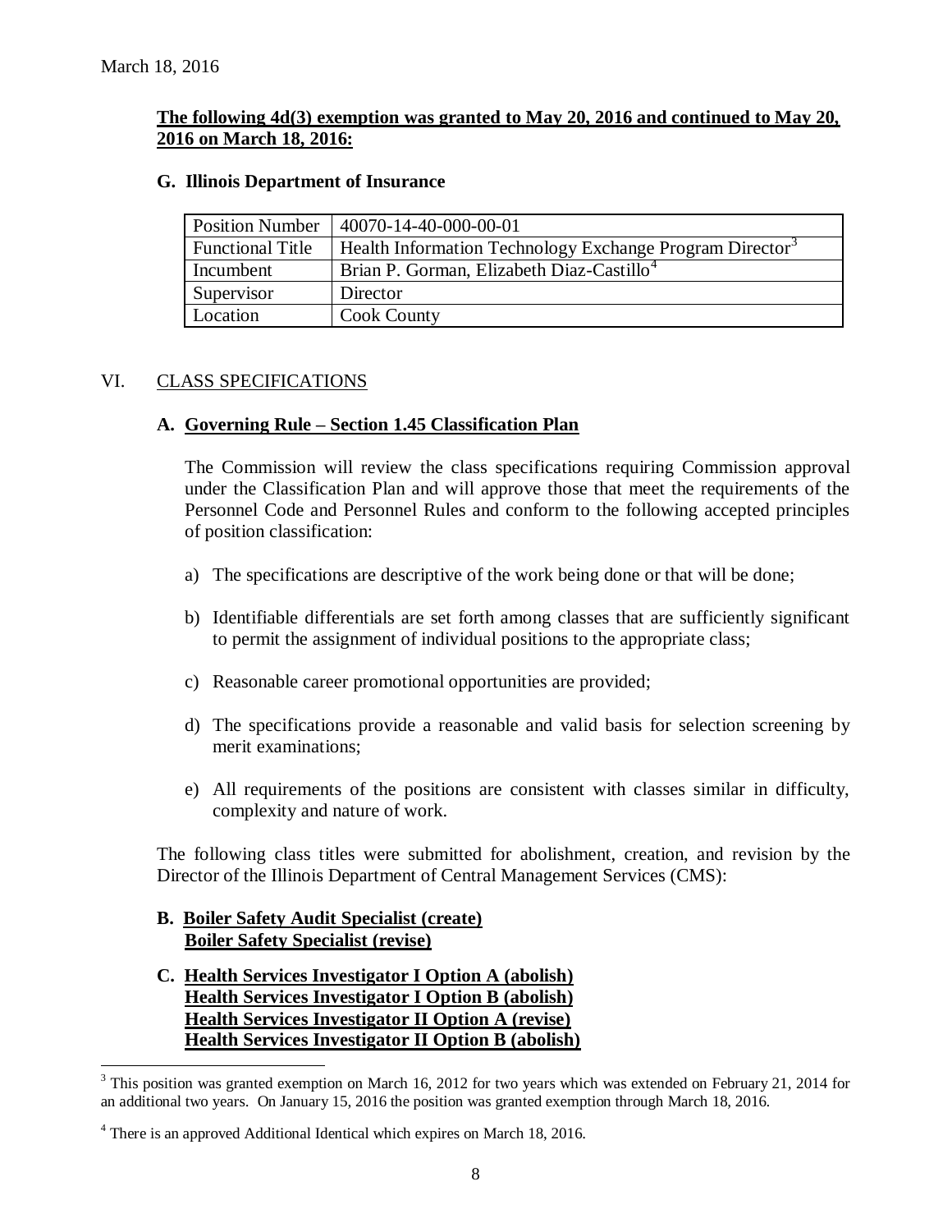March 18, 2016

**The following 4d(3) exemption was granted to May 20, 2016 and continued to May 20, 2016 on March 18, 2016:**

**G. Illinois Department of Insurance**

| Position Number | 40070-14-40-000-00-01 |
|---|---|
| Functional Title | Health Information Technology Exchange Program Director[3] |
| Incumbent | Brian P. Gorman, Elizabeth Diaz-Castillo[4] |
| Supervisor | Director |
| Location | Cook County |

## VI. CLASS SPECIFICATIONS

### A. Governing Rule – Section 1.45 Classification Plan

The Commission will review the class specifications requiring Commission approval under the Classification Plan and will approve those that meet the requirements of the Personnel Code and Personnel Rules and conform to the following accepted principles of position classification:

a) The specifications are descriptive of the work being done or that will be done;

b) Identifiable differentials are set forth among classes that are sufficiently significant to permit the assignment of individual positions to the appropriate class;

c) Reasonable career promotional opportunities are provided;

d) The specifications provide a reasonable and valid basis for selection screening by merit examinations;

e) All requirements of the positions are consistent with classes similar in difficulty, complexity and nature of work.

The following class titles were submitted for abolishment, creation, and revision by the Director of the Illinois Department of Central Management Services (CMS):

**B. Boiler Safety Audit Specialist (create)**
**Boiler Safety Specialist (revise)**

**C. Health Services Investigator I Option A (abolish)**
**Health Services Investigator I Option B (abolish)**
**Health Services Investigator II Option A (revise)**
**Health Services Investigator II Option B (abolish)**

---

[3] This position was granted exemption on March 16, 2012 for two years which was extended on February 21, 2014 for an additional two years. On January 15, 2016 the position was granted exemption through March 18, 2016.

[4] There is an approved Additional Identical which expires on March 18, 2016.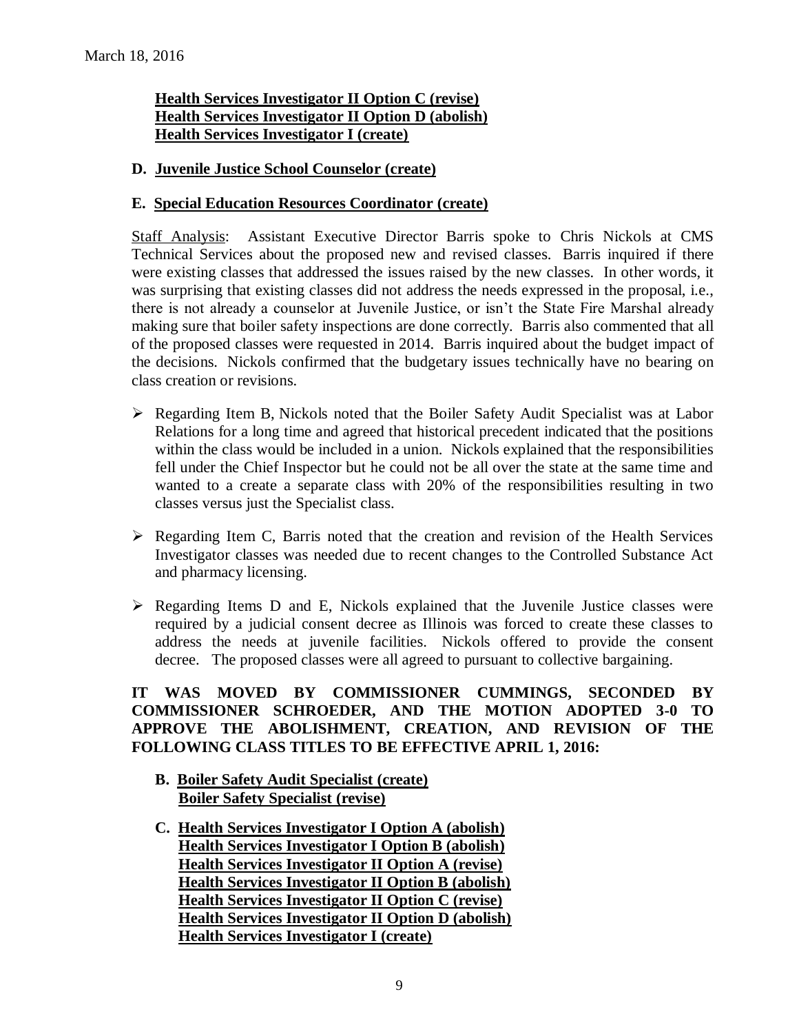March 18, 2016

**Health Services Investigator II Option C (revise)**
**Health Services Investigator II Option D (abolish)**
**Health Services Investigator I (create)**

**D. Juvenile Justice School Counselor (create)**

**E. Special Education Resources Coordinator (create)**

Staff Analysis: Assistant Executive Director Barris spoke to Chris Nickols at CMS Technical Services about the proposed new and revised classes. Barris inquired if there were existing classes that addressed the issues raised by the new classes. In other words, it was surprising that existing classes did not address the needs expressed in the proposal, i.e., there is not already a counselor at Juvenile Justice, or isn't the State Fire Marshal already making sure that boiler safety inspections are done correctly. Barris also commented that all of the proposed classes were requested in 2014. Barris inquired about the budget impact of the decisions. Nickols confirmed that the budgetary issues technically have no bearing on class creation or revisions.

- Regarding Item B, Nickols noted that the Boiler Safety Audit Specialist was at Labor Relations for a long time and agreed that historical precedent indicated that the positions within the class would be included in a union. Nickols explained that the responsibilities fell under the Chief Inspector but he could not be all over the state at the same time and wanted to a create a separate class with 20% of the responsibilities resulting in two classes versus just the Specialist class.

- Regarding Item C, Barris noted that the creation and revision of the Health Services Investigator classes was needed due to recent changes to the Controlled Substance Act and pharmacy licensing.

- Regarding Items D and E, Nickols explained that the Juvenile Justice classes were required by a judicial consent decree as Illinois was forced to create these classes to address the needs at juvenile facilities. Nickols offered to provide the consent decree. The proposed classes were all agreed to pursuant to collective bargaining.

**IT WAS MOVED BY COMMISSIONER CUMMINGS, SECONDED BY COMMISSIONER SCHROEDER, AND THE MOTION ADOPTED 3-0 TO APPROVE THE ABOLISHMENT, CREATION, AND REVISION OF THE FOLLOWING CLASS TITLES TO BE EFFECTIVE APRIL 1, 2016:**

**B. Boiler Safety Audit Specialist (create)**
**Boiler Safety Specialist (revise)**

**C. Health Services Investigator I Option A (abolish)**
**Health Services Investigator I Option B (abolish)**
**Health Services Investigator II Option A (revise)**
**Health Services Investigator II Option B (abolish)**
**Health Services Investigator II Option C (revise)**
**Health Services Investigator II Option D (abolish)**
**Health Services Investigator I (create)**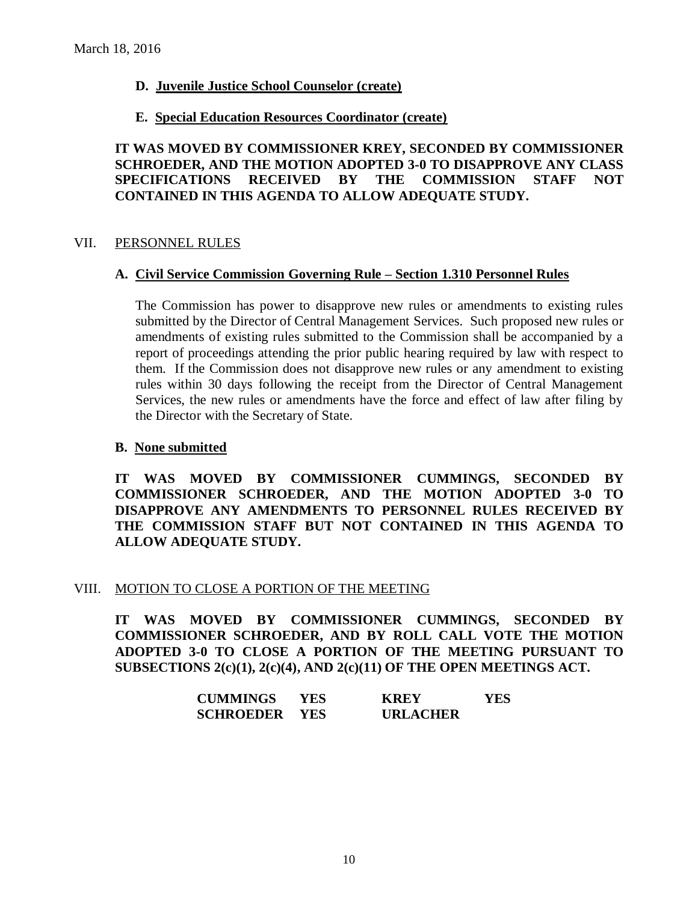March 18, 2016

**D. Juvenile Justice School Counselor (create)**

**E. Special Education Resources Coordinator (create)**

**IT WAS MOVED BY COMMISSIONER KREY, SECONDED BY COMMISSIONER SCHROEDER, AND THE MOTION ADOPTED 3-0 TO DISAPPROVE ANY CLASS SPECIFICATIONS RECEIVED BY THE COMMISSION STAFF NOT CONTAINED IN THIS AGENDA TO ALLOW ADEQUATE STUDY.**

## VII. PERSONNEL RULES

**A. Civil Service Commission Governing Rule – Section 1.310 Personnel Rules**

The Commission has power to disapprove new rules or amendments to existing rules submitted by the Director of Central Management Services. Such proposed new rules or amendments of existing rules submitted to the Commission shall be accompanied by a report of proceedings attending the prior public hearing required by law with respect to them. If the Commission does not disapprove new rules or any amendment to existing rules within 30 days following the receipt from the Director of Central Management Services, the new rules or amendments have the force and effect of law after filing by the Director with the Secretary of State.

**B. None submitted**

**IT WAS MOVED BY COMMISSIONER CUMMINGS, SECONDED BY COMMISSIONER SCHROEDER, AND THE MOTION ADOPTED 3-0 TO DISAPPROVE ANY AMENDMENTS TO PERSONNEL RULES RECEIVED BY THE COMMISSION STAFF BUT NOT CONTAINED IN THIS AGENDA TO ALLOW ADEQUATE STUDY.**

## VIII. MOTION TO CLOSE A PORTION OF THE MEETING

**IT WAS MOVED BY COMMISSIONER CUMMINGS, SECONDED BY COMMISSIONER SCHROEDER, AND BY ROLL CALL VOTE THE MOTION ADOPTED 3-0 TO CLOSE A PORTION OF THE MEETING PURSUANT TO SUBSECTIONS 2(c)(1), 2(c)(4), AND 2(c)(11) OF THE OPEN MEETINGS ACT.**

| | | | |
|---|---|---|---|
| **CUMMINGS** | **YES** | **KREY** | **YES** |
| **SCHROEDER** | **YES** | **URLACHER** | |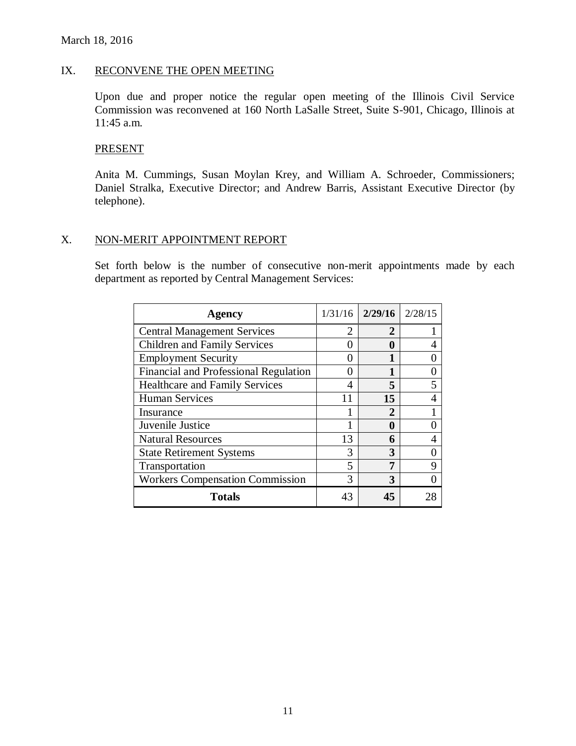March 18, 2016

## IX. RECONVENE THE OPEN MEETING

Upon due and proper notice the regular open meeting of the Illinois Civil Service Commission was reconvened at 160 North LaSalle Street, Suite S-901, Chicago, Illinois at 11:45 a.m.

### PRESENT

Anita M. Cummings, Susan Moylan Krey, and William A. Schroeder, Commissioners; Daniel Stralka, Executive Director; and Andrew Barris, Assistant Executive Director (by telephone).

## X. NON-MERIT APPOINTMENT REPORT

Set forth below is the number of consecutive non-merit appointments made by each department as reported by Central Management Services:

| Agency | 1/31/16 | **2/29/16** | 2/28/15 |
|---|---|---|---|
| Central Management Services | 2 | **2** | 1 |
| Children and Family Services | 0 | **0** | 4 |
| Employment Security | 0 | **1** | 0 |
| Financial and Professional Regulation | 0 | **1** | 0 |
| Healthcare and Family Services | 4 | **5** | 5 |
| Human Services | 11 | **15** | 4 |
| Insurance | 1 | **2** | 1 |
| Juvenile Justice | 1 | **0** | 0 |
| Natural Resources | 13 | **6** | 4 |
| State Retirement Systems | 3 | **3** | 0 |
| Transportation | 5 | **7** | 9 |
| Workers Compensation Commission | 3 | **3** | 0 |
| **Totals** | 43 | **45** | 28 |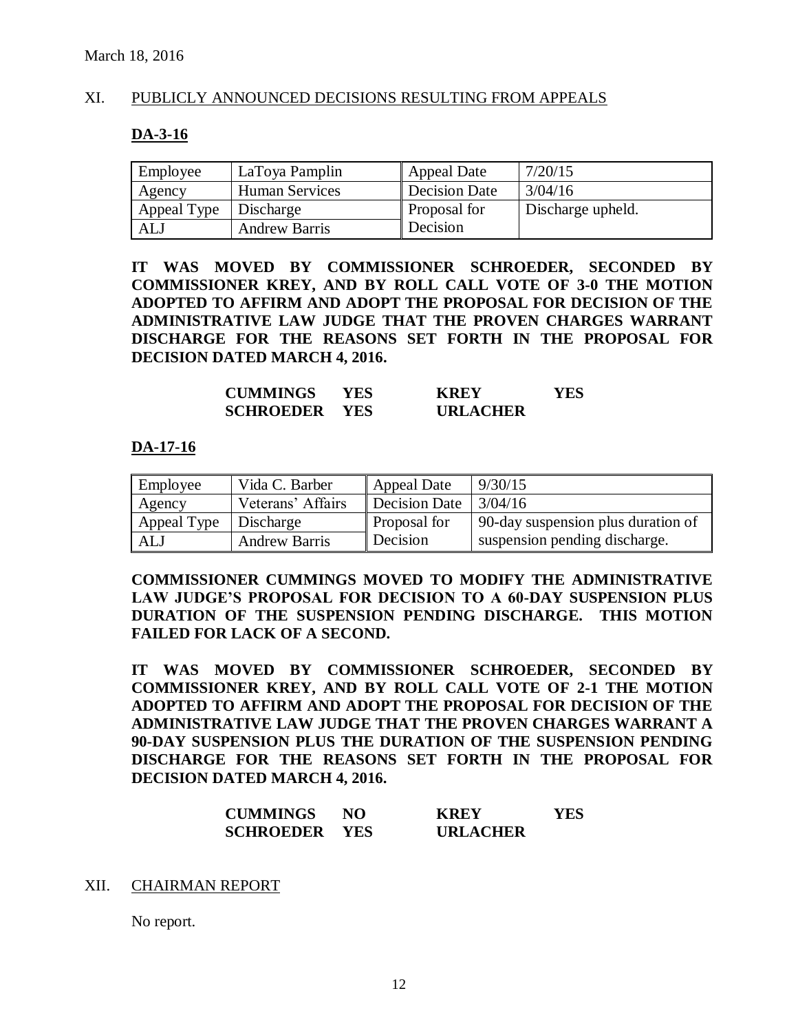March 18, 2016

## XI. PUBLICLY ANNOUNCED DECISIONS RESULTING FROM APPEALS

### DA-3-16

| Employee | LaToya Pamplin | Appeal Date | 7/20/15 |
|---|---|---|---|
| Agency | Human Services | Decision Date | 3/04/16 |
| Appeal Type | Discharge | Proposal for Decision | Discharge upheld. |
| ALJ | Andrew Barris | | |

**IT WAS MOVED BY COMMISSIONER SCHROEDER, SECONDED BY COMMISSIONER KREY, AND BY ROLL CALL VOTE OF 3-0 THE MOTION ADOPTED TO AFFIRM AND ADOPT THE PROPOSAL FOR DECISION OF THE ADMINISTRATIVE LAW JUDGE THAT THE PROVEN CHARGES WARRANT DISCHARGE FOR THE REASONS SET FORTH IN THE PROPOSAL FOR DECISION DATED MARCH 4, 2016.**

| | | | |
|---|---|---|---|
| **CUMMINGS** | **YES** | **KREY** | **YES** |
| **SCHROEDER** | **YES** | **URLACHER** | |

### DA-17-16

| Employee | Vida C. Barber | Appeal Date | 9/30/15 |
|---|---|---|---|
| Agency | Veterans' Affairs | Decision Date | 3/04/16 |
| Appeal Type | Discharge | Proposal for Decision | 90-day suspension plus duration of suspension pending discharge. |
| ALJ | Andrew Barris | | |

**COMMISSIONER CUMMINGS MOVED TO MODIFY THE ADMINISTRATIVE LAW JUDGE'S PROPOSAL FOR DECISION TO A 60-DAY SUSPENSION PLUS DURATION OF THE SUSPENSION PENDING DISCHARGE. THIS MOTION FAILED FOR LACK OF A SECOND.**

**IT WAS MOVED BY COMMISSIONER SCHROEDER, SECONDED BY COMMISSIONER KREY, AND BY ROLL CALL VOTE OF 2-1 THE MOTION ADOPTED TO AFFIRM AND ADOPT THE PROPOSAL FOR DECISION OF THE ADMINISTRATIVE LAW JUDGE THAT THE PROVEN CHARGES WARRANT A 90-DAY SUSPENSION PLUS THE DURATION OF THE SUSPENSION PENDING DISCHARGE FOR THE REASONS SET FORTH IN THE PROPOSAL FOR DECISION DATED MARCH 4, 2016.**

| | | | |
|---|---|---|---|
| **CUMMINGS** | **NO** | **KREY** | **YES** |
| **SCHROEDER** | **YES** | **URLACHER** | |

## XII. CHAIRMAN REPORT

No report.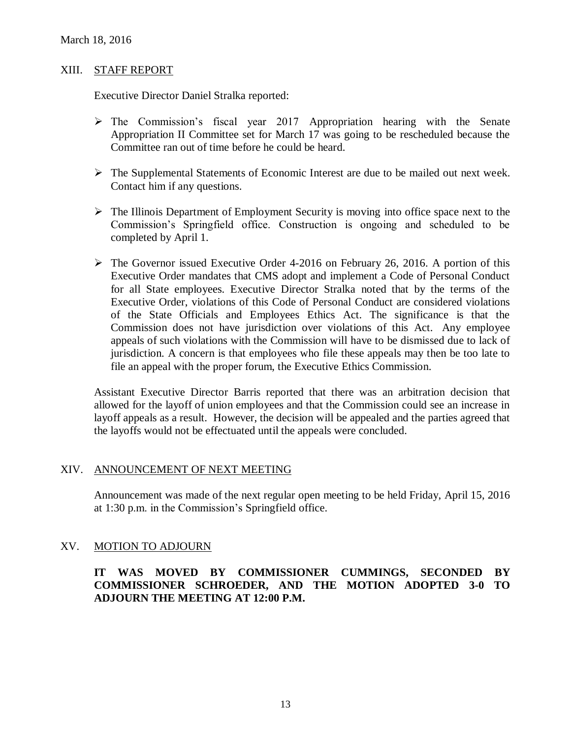March 18, 2016

## XIII. STAFF REPORT

Executive Director Daniel Stralka reported:

- The Commission's fiscal year 2017 Appropriation hearing with the Senate Appropriation II Committee set for March 17 was going to be rescheduled because the Committee ran out of time before he could be heard.
- The Supplemental Statements of Economic Interest are due to be mailed out next week. Contact him if any questions.
- The Illinois Department of Employment Security is moving into office space next to the Commission's Springfield office. Construction is ongoing and scheduled to be completed by April 1.
- The Governor issued Executive Order 4-2016 on February 26, 2016. A portion of this Executive Order mandates that CMS adopt and implement a Code of Personal Conduct for all State employees. Executive Director Stralka noted that by the terms of the Executive Order, violations of this Code of Personal Conduct are considered violations of the State Officials and Employees Ethics Act. The significance is that the Commission does not have jurisdiction over violations of this Act. Any employee appeals of such violations with the Commission will have to be dismissed due to lack of jurisdiction. A concern is that employees who file these appeals may then be too late to file an appeal with the proper forum, the Executive Ethics Commission.

Assistant Executive Director Barris reported that there was an arbitration decision that allowed for the layoff of union employees and that the Commission could see an increase in layoff appeals as a result. However, the decision will be appealed and the parties agreed that the layoffs would not be effectuated until the appeals were concluded.

## XIV. ANNOUNCEMENT OF NEXT MEETING

Announcement was made of the next regular open meeting to be held Friday, April 15, 2016 at 1:30 p.m. in the Commission's Springfield office.

## XV. MOTION TO ADJOURN

**IT WAS MOVED BY COMMISSIONER CUMMINGS, SECONDED BY COMMISSIONER SCHROEDER, AND THE MOTION ADOPTED 3-0 TO ADJOURN THE MEETING AT 12:00 P.M.**